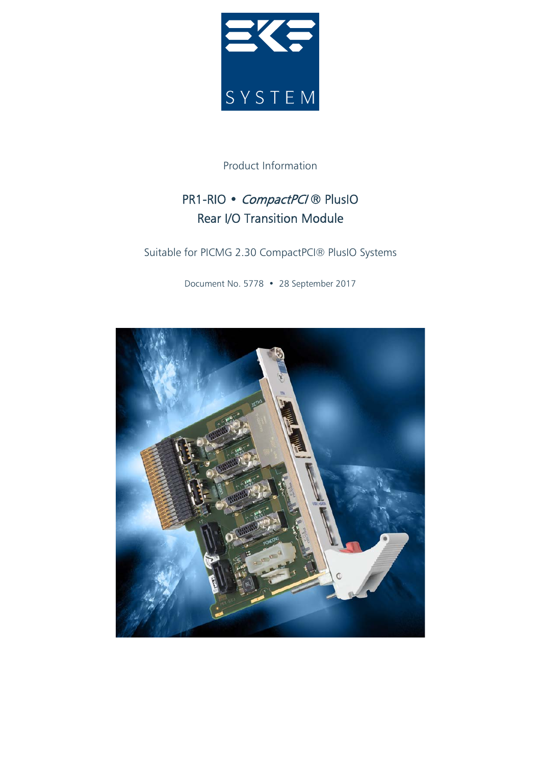EKF SYSTEM

Product Information

# PR1-RIO • *CompactPCI* ® PlusIO Rear I/O Transition Module

Suitable for PICMG 2.30 CompactPCI® PlusIO Systems

Document No. 5778 • 28 September 2017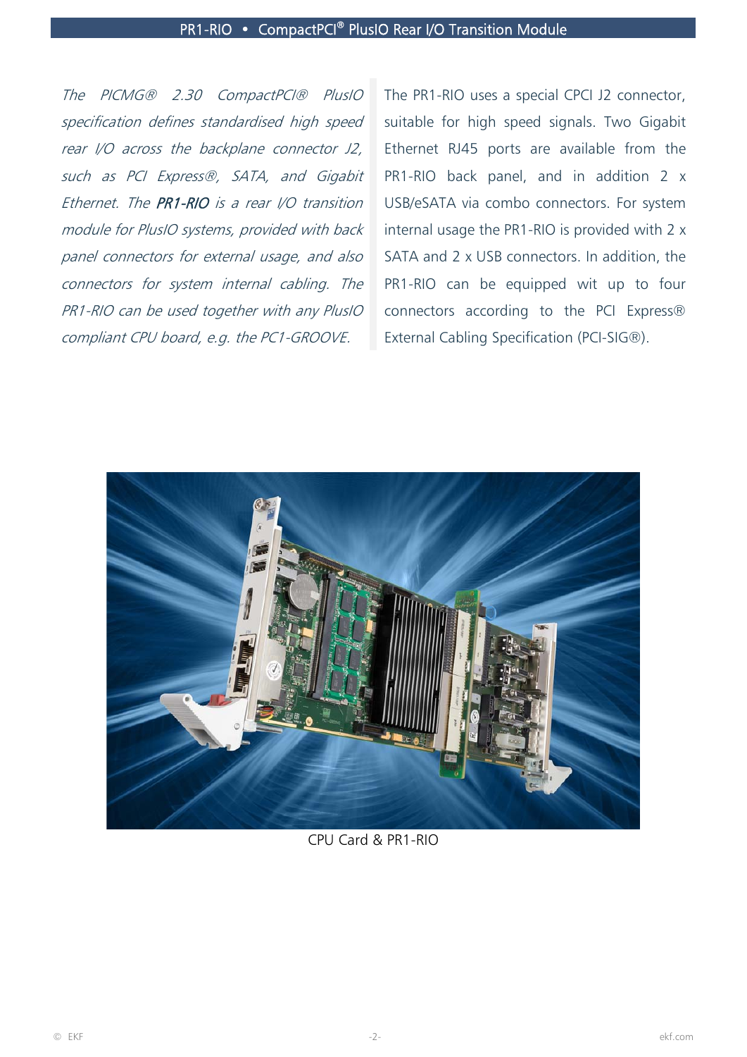*The PICMG® 2.30 CompactPCI® PlusIO specification defines standardised high speed rear I/O across the backplane connector J2, such as PCI Express®, SATA, and Gigabit Ethernet. The **PR1-RIO** is a rear I/O transition module for PlusIO systems, provided with back panel connectors for external usage, and also connectors for system internal cabling. The PR1-RIO can be used together with any PlusIO compliant CPU board, e.g. the PC1-GROOVE.*

The PR1-RIO uses a special CPCI J2 connector, suitable for high speed signals. Two Gigabit Ethernet RJ45 ports are available from the PR1-RIO back panel, and in addition 2 x USB/eSATA via combo connectors. For system internal usage the PR1-RIO is provided with 2 x SATA and 2 x USB connectors. In addition, the PR1-RIO can be equipped wit up to four connectors according to the PCI Express® External Cabling Specification (PCI-SIG®).

CPU Card & PR1-RIO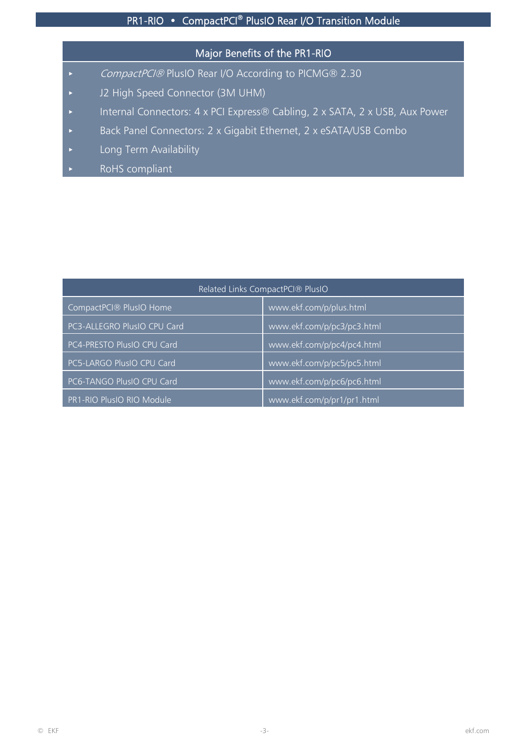## Major Benefits of the PR1-RIO

- *CompactPCI®* PlusIO Rear I/O According to PICMG® 2.30
- J2 High Speed Connector (3M UHM)
- Internal Connectors: 4 x PCI Express® Cabling, 2 x SATA, 2 x USB, Aux Power
- Back Panel Connectors: 2 x Gigabit Ethernet, 2 x eSATA/USB Combo
- Long Term Availability
- RoHS compliant

| Related Links CompactPCI® PlusIO | |
|---|---|
| CompactPCI® PlusIO Home | www.ekf.com/p/plus.html |
| PC3-ALLEGRO PlusIO CPU Card | www.ekf.com/p/pc3/pc3.html |
| PC4-PRESTO PlusIO CPU Card | www.ekf.com/p/pc4/pc4.html |
| PC5-LARGO PlusIO CPU Card | www.ekf.com/p/pc5/pc5.html |
| PC6-TANGO PlusIO CPU Card | www.ekf.com/p/pc6/pc6.html |
| PR1-RIO PlusIO RIO Module | www.ekf.com/p/pr1/pr1.html |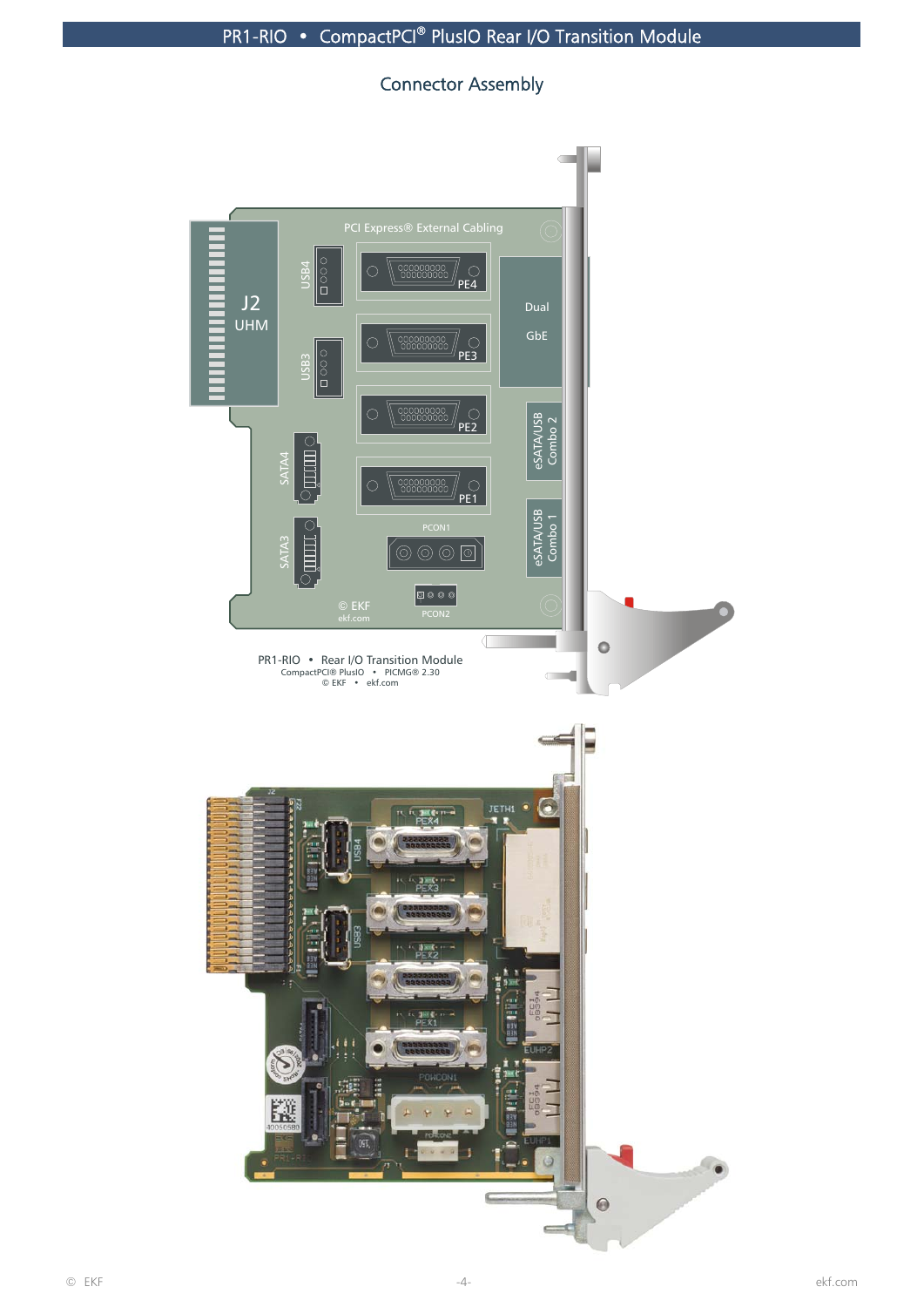## Connector Assembly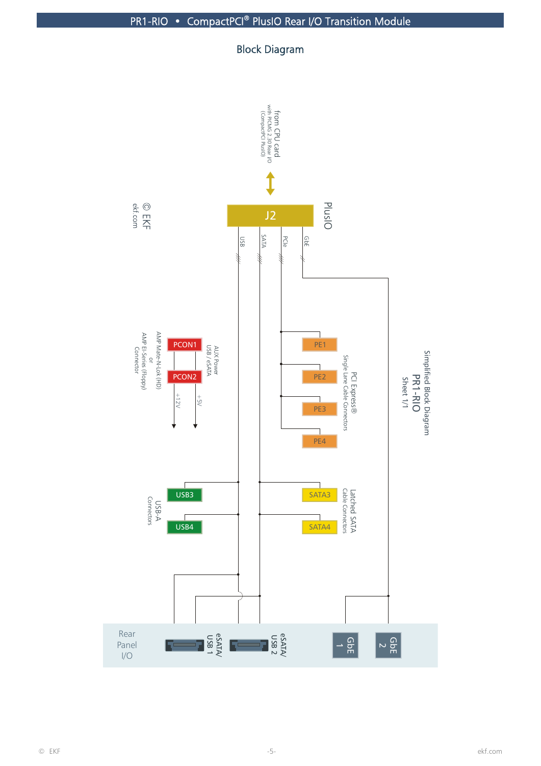## Block Diagram

Simplified Block Diagram
PR1-RIO
Sheet 1/1

from CPU card
with PICMG 2.30 Rear I/O
(CompactPCI PlusIO)

J2

PlusIO

USB
SATA
PCIe
GbE

© EKF
ekf.com

PE1
PE2
PE3
PE4

PCI Express®
Single Lane Cable Connectors

PCON1
PCON2

AUX Power
USB / eSATA

AMP Mate-N-Lok (HD)
or
AMP EI-Series (Floppy)
Connector

+12V
+5V

USB3
USB4

USB-A
Connectors

SATA3
SATA4

Latched SATA
Cable Connectors

Rear
Panel
I/O

eSATA/
USB 1

eSATA/
USB 2

GbE
1

GbE
2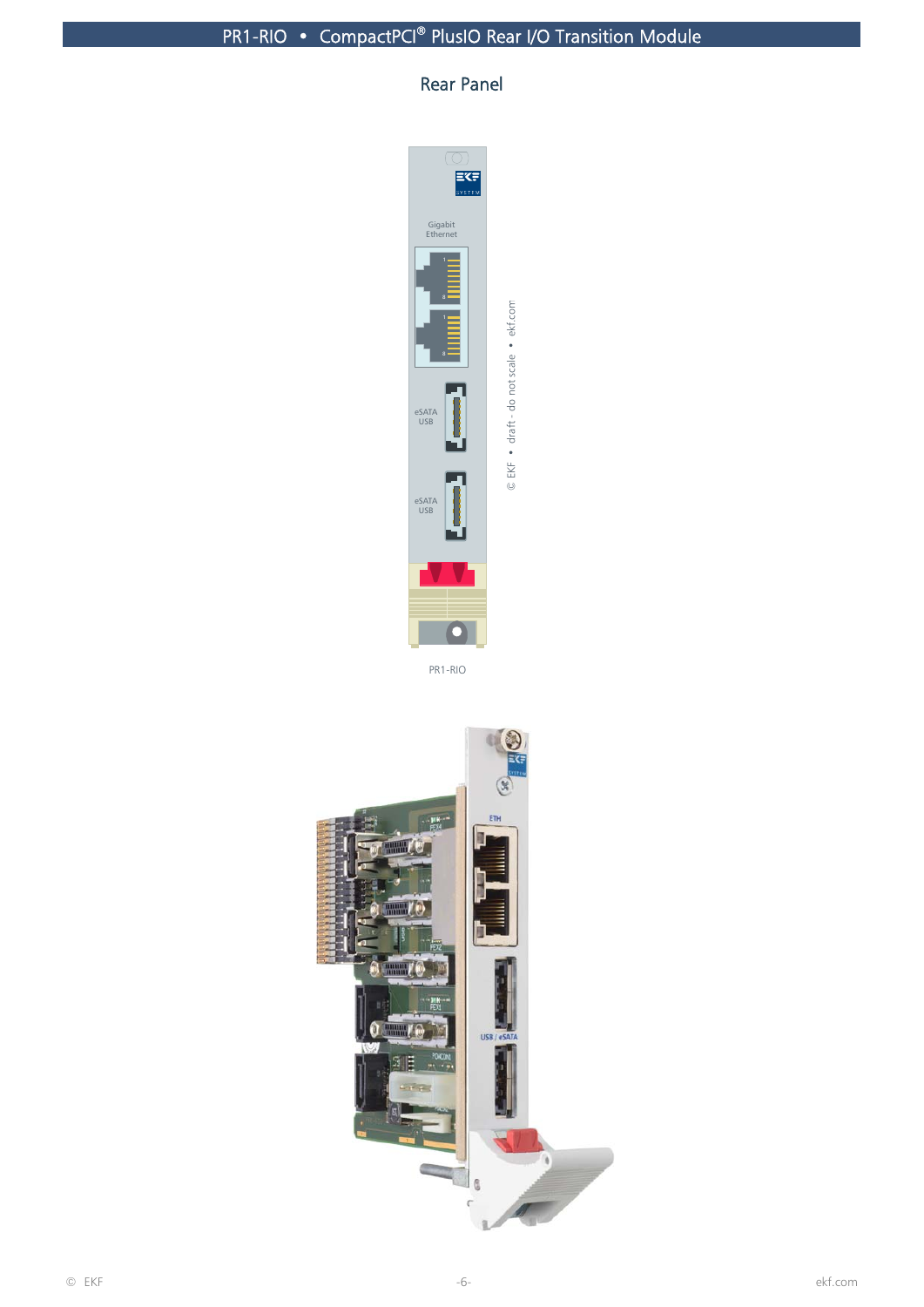## Rear Panel

Gigabit Ethernet

eSATA USB

eSATA USB

PR1-RIO

© EKF • draft - do not scale • ekf.com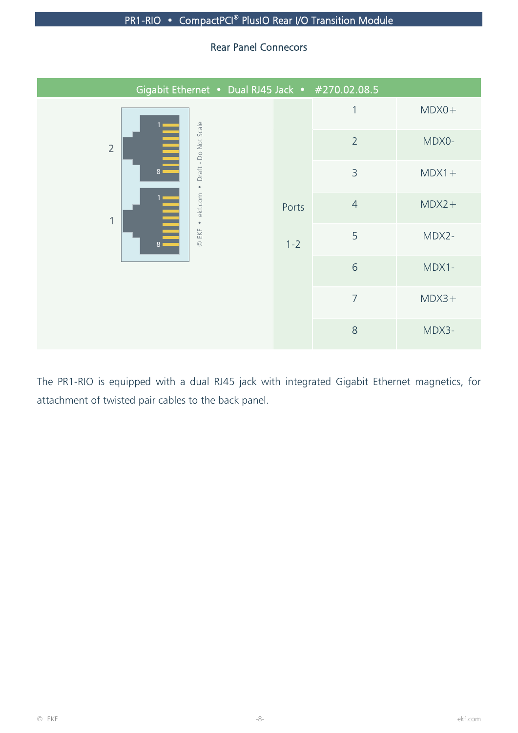## Rear Panel Connecors

| Gigabit Ethernet • Dual RJ45 Jack • #270.02.08.5 | | | |
|---|---|---|---|
| | Ports 1-2 | 1 | MDX0+ |
| | | 2 | MDX0- |
| | | 3 | MDX1+ |
| | | 4 | MDX2+ |
| | | 5 | MDX2- |
| | | 6 | MDX1- |
| | | 7 | MDX3+ |
| | | 8 | MDX3- |

The PR1-RIO is equipped with a dual RJ45 jack with integrated Gigabit Ethernet magnetics, for attachment of twisted pair cables to the back panel.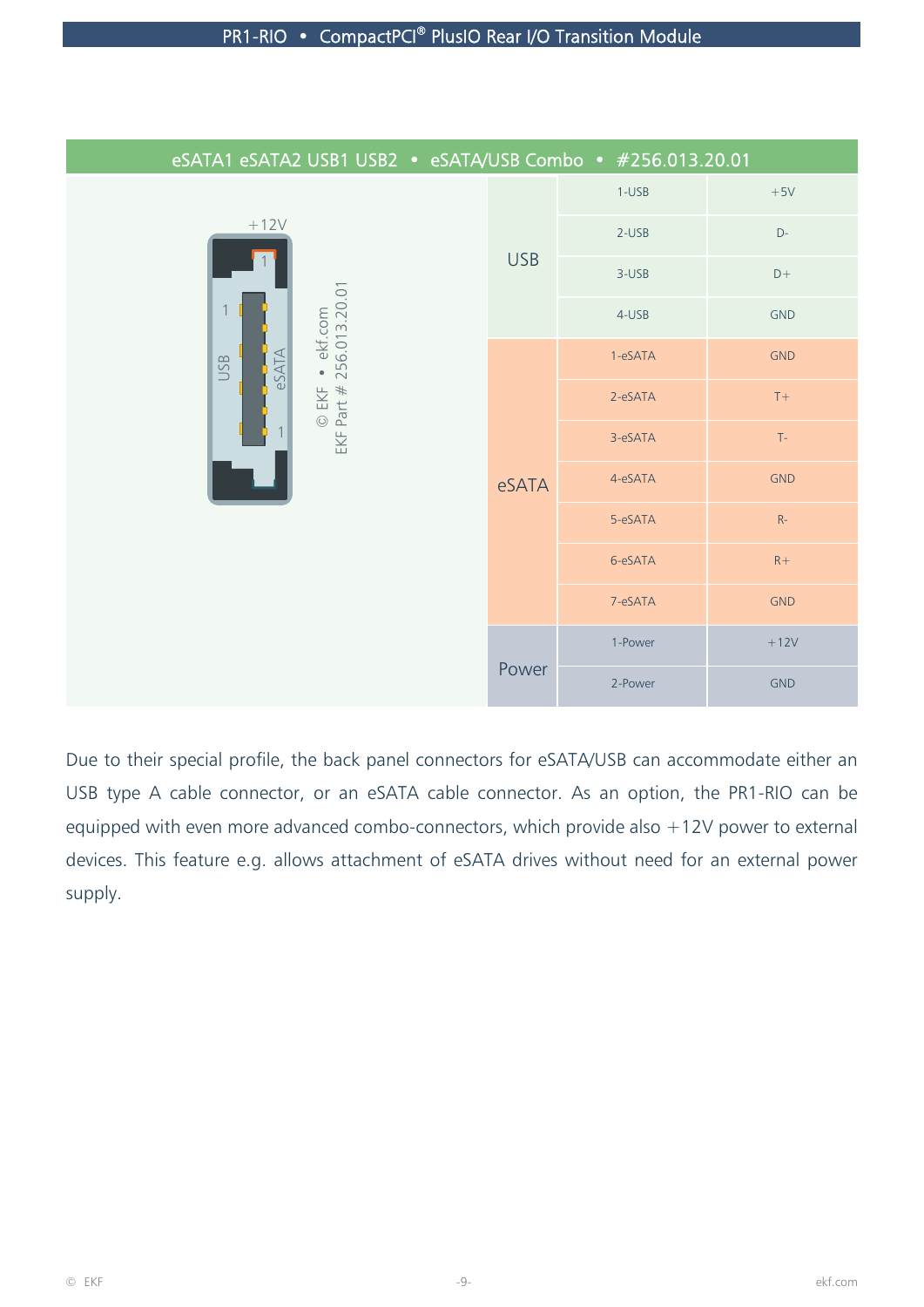## eSATA1 eSATA2 USB1 USB2 • eSATA/USB Combo • #256.013.20.01

+12V

USB eSATA 1 1

© EKF • ekf.com
EKF Part # 256.013.20.01

| | | |
|---|---|---|
| USB | 1-USB | +5V |
| | 2-USB | D- |
| | 3-USB | D+ |
| | 4-USB | GND |
| eSATA | 1-eSATA | GND |
| | 2-eSATA | T+ |
| | 3-eSATA | T- |
| | 4-eSATA | GND |
| | 5-eSATA | R- |
| | 6-eSATA | R+ |
| | 7-eSATA | GND |
| Power | 1-Power | +12V |
| | 2-Power | GND |

Due to their special profile, the back panel connectors for eSATA/USB can accommodate either an USB type A cable connector, or an eSATA cable connector. As an option, the PR1-RIO can be equipped with even more advanced combo-connectors, which provide also +12V power to external devices. This feature e.g. allows attachment of eSATA drives without need for an external power supply.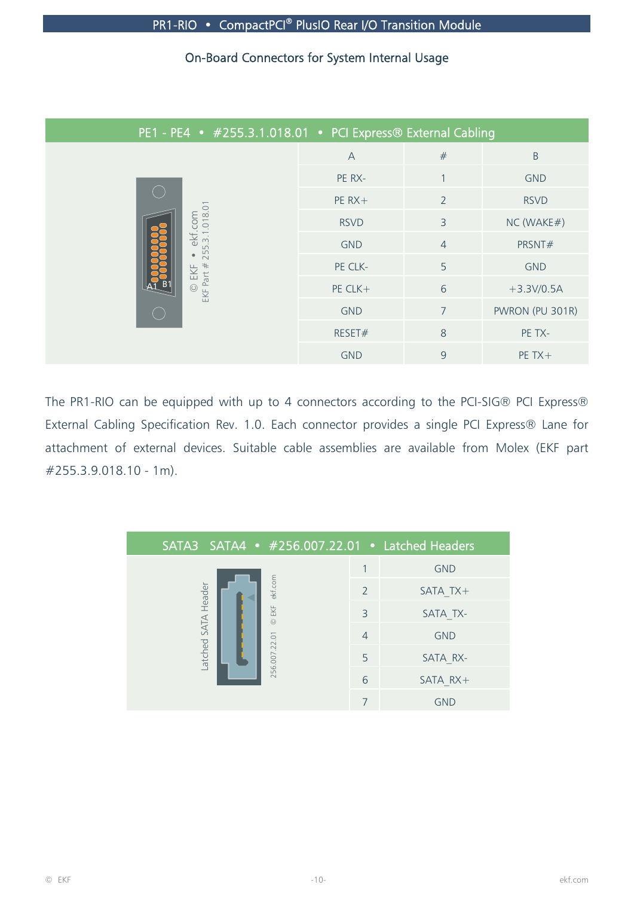## On-Board Connectors for System Internal Usage

**PE1 - PE4 • #255.3.1.018.01 • PCI Express® External Cabling**

| A | # | B |
|---|---|---|
| PE RX- | 1 | GND |
| PE RX+ | 2 | RSVD |
| RSVD | 3 | NC (WAKE#) |
| GND | 4 | PRSNT# |
| PE CLK- | 5 | GND |
| PE CLK+ | 6 | +3.3V/0.5A |
| GND | 7 | PWRON (PU 301R) |
| RESET# | 8 | PE TX- |
| GND | 9 | PE TX+ |

The PR1-RIO can be equipped with up to 4 connectors according to the PCI-SIG® PCI Express® External Cabling Specification Rev. 1.0. Each connector provides a single PCI Express® Lane for attachment of external devices. Suitable cable assemblies are available from Molex (EKF part #255.3.9.018.10 - 1m).

**SATA3 SATA4 • #256.007.22.01 • Latched Headers**

| # | Signal |
|---|---|
| 1 | GND |
| 2 | SATA_TX+ |
| 3 | SATA_TX- |
| 4 | GND |
| 5 | SATA_RX- |
| 6 | SATA_RX+ |
| 7 | GND |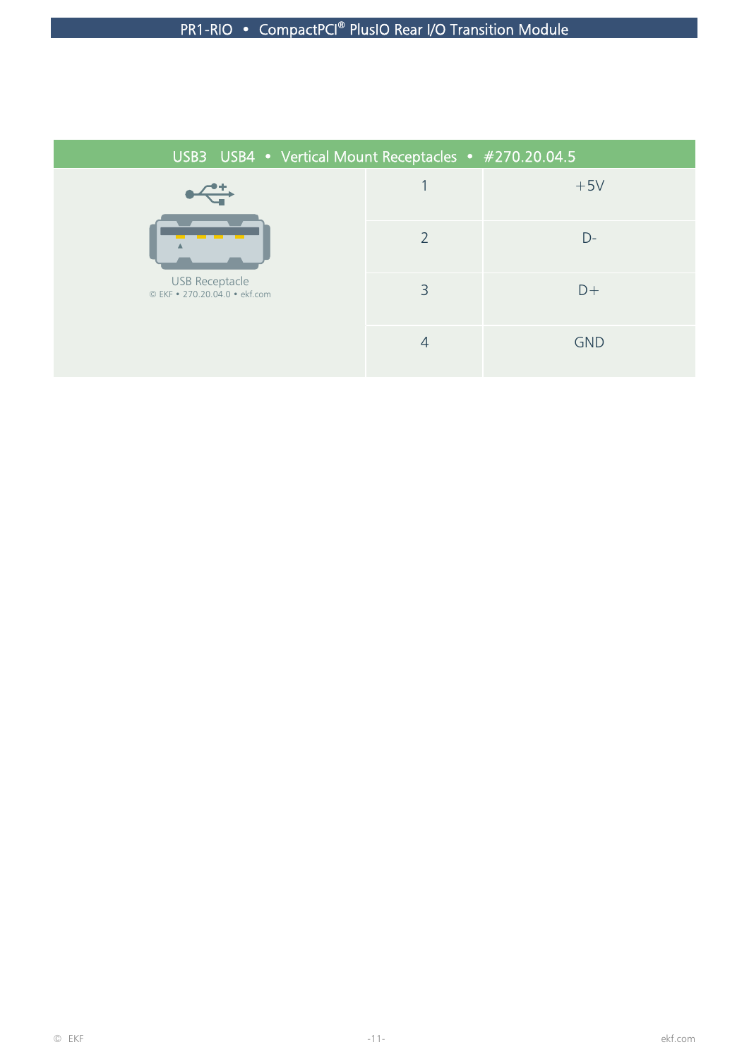## USB3 USB4 • Vertical Mount Receptacles • #270.20.04.5

| USB Receptacle | Pin | Signal |
|---|---|---|
| USB Receptacle<br>© EKF • 270.20.04.0 • ekf.com | 1 | +5V |
| | 2 | D- |
| | 3 | D+ |
| | 4 | GND |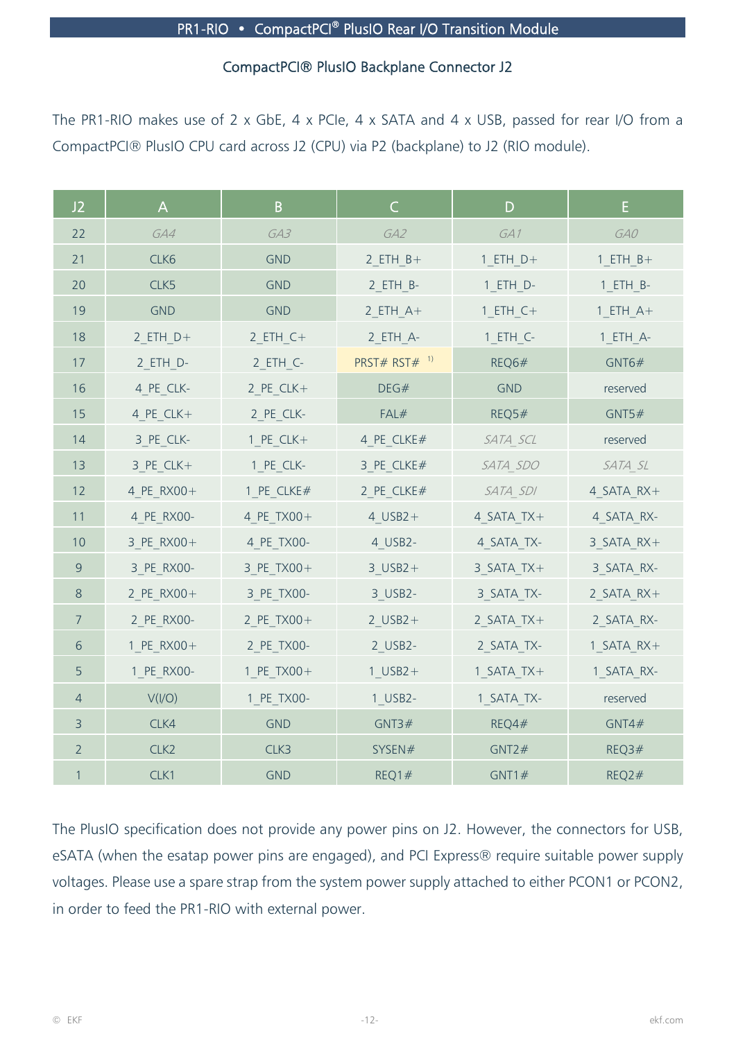## CompactPCI® PlusIO Backplane Connector J2

The PR1-RIO makes use of 2 x GbE, 4 x PCIe, 4 x SATA and 4 x USB, passed for rear I/O from a CompactPCI® PlusIO CPU card across J2 (CPU) via P2 (backplane) to J2 (RIO module).

| J2 | A | B | C | D | E |
|---|---|---|---|---|---|
| 22 | *GA4* | *GA3* | *GA2* | *GA1* | *GA0* |
| 21 | CLK6 | GND | 2_ETH_B+ | 1_ETH_D+ | 1_ETH_B+ |
| 20 | CLK5 | GND | 2_ETH_B- | 1_ETH_D- | 1_ETH_B- |
| 19 | GND | GND | 2_ETH_A+ | 1_ETH_C+ | 1_ETH_A+ |
| 18 | 2_ETH_D+ | 2_ETH_C+ | 2_ETH_A- | 1_ETH_C- | 1_ETH_A- |
| 17 | 2_ETH_D- | 2_ETH_C- | PRST# RST# [1)] | REQ6# | GNT6# |
| 16 | 4_PE_CLK- | 2_PE_CLK+ | DEG# | GND | reserved |
| 15 | 4_PE_CLK+ | 2_PE_CLK- | FAL# | REQ5# | GNT5# |
| 14 | 3_PE_CLK- | 1_PE_CLK+ | 4_PE_CLKE# | *SATA_SCL* | reserved |
| 13 | 3_PE_CLK+ | 1_PE_CLK- | 3_PE_CLKE# | *SATA_SDO* | *SATA_SL* |
| 12 | 4_PE_RX00+ | 1_PE_CLKE# | 2_PE_CLKE# | *SATA_SDI* | 4_SATA_RX+ |
| 11 | 4_PE_RX00- | 4_PE_TX00+ | 4_USB2+ | 4_SATA_TX+ | 4_SATA_RX- |
| 10 | 3_PE_RX00+ | 4_PE_TX00- | 4_USB2- | 4_SATA_TX- | 3_SATA_RX+ |
| 9 | 3_PE_RX00- | 3_PE_TX00+ | 3_USB2+ | 3_SATA_TX+ | 3_SATA_RX- |
| 8 | 2_PE_RX00+ | 3_PE_TX00- | 3_USB2- | 3_SATA_TX- | 2_SATA_RX+ |
| 7 | 2_PE_RX00- | 2_PE_TX00+ | 2_USB2+ | 2_SATA_TX+ | 2_SATA_RX- |
| 6 | 1_PE_RX00+ | 2_PE_TX00- | 2_USB2- | 2_SATA_TX- | 1_SATA_RX+ |
| 5 | 1_PE_RX00- | 1_PE_TX00+ | 1_USB2+ | 1_SATA_TX+ | 1_SATA_RX- |
| 4 | V(I/O) | 1_PE_TX00- | 1_USB2- | 1_SATA_TX- | reserved |
| 3 | CLK4 | GND | GNT3# | REQ4# | GNT4# |
| 2 | CLK2 | CLK3 | SYSEN# | GNT2# | REQ3# |
| 1 | CLK1 | GND | REQ1# | GNT1# | REQ2# |

The PlusIO specification does not provide any power pins on J2. However, the connectors for USB, eSATA (when the esatap power pins are engaged), and PCI Express® require suitable power supply voltages. Please use a spare strap from the system power supply attached to either PCON1 or PCON2, in order to feed the PR1-RIO with external power.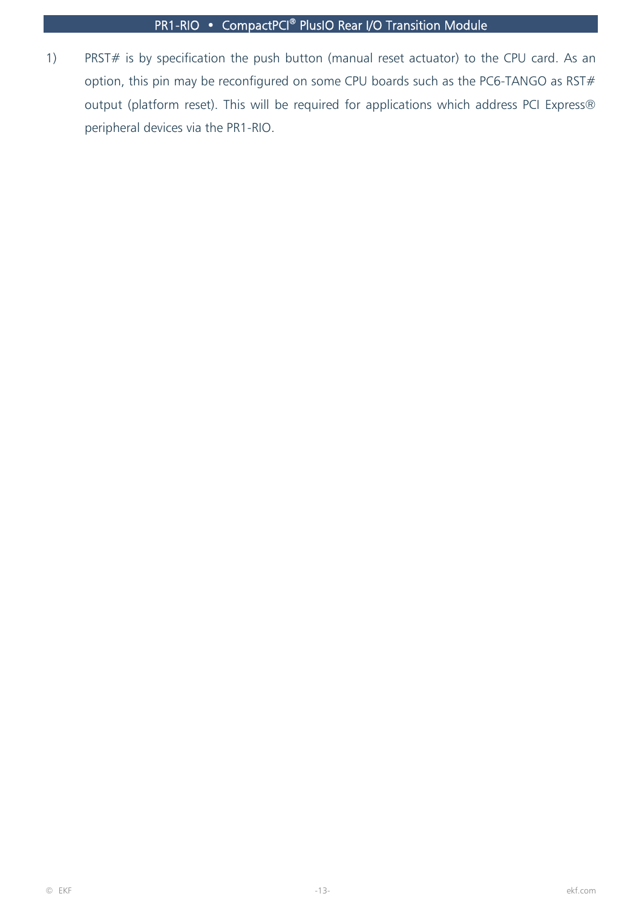1) PRST# is by specification the push button (manual reset actuator) to the CPU card. As an option, this pin may be reconfigured on some CPU boards such as the PC6-TANGO as RST# output (platform reset). This will be required for applications which address PCI Express® peripheral devices via the PR1-RIO.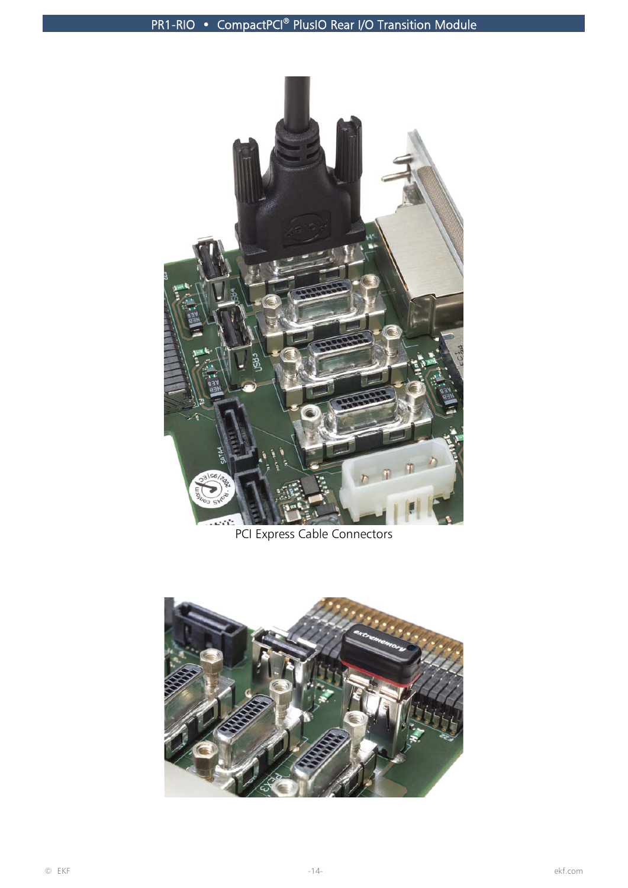PCI Express Cable Connectors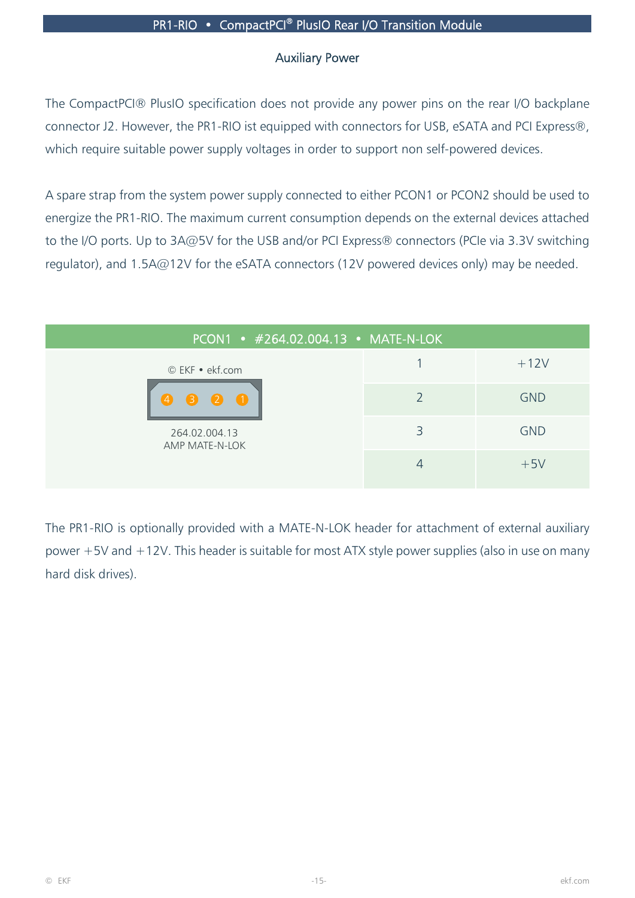## Auxiliary Power

The CompactPCI® PlusIO specification does not provide any power pins on the rear I/O backplane connector J2. However, the PR1-RIO ist equipped with connectors for USB, eSATA and PCI Express®, which require suitable power supply voltages in order to support non self-powered devices.

A spare strap from the system power supply connected to either PCON1 or PCON2 should be used to energize the PR1-RIO. The maximum current consumption depends on the external devices attached to the I/O ports. Up to 3A@5V for the USB and/or PCI Express® connectors (PCIe via 3.3V switching regulator), and 1.5A@12V for the eSATA connectors (12V powered devices only) may be needed.

| PCON1 • #264.02.004.13 • MATE-N-LOK | | |
|---|---|---|
| © EKF • ekf.com<br>4 3 2 1<br>264.02.004.13<br>AMP MATE-N-LOK | 1 | +12V |
| | 2 | GND |
| | 3 | GND |
| | 4 | +5V |

The PR1-RIO is optionally provided with a MATE-N-LOK header for attachment of external auxiliary power +5V and +12V. This header is suitable for most ATX style power supplies (also in use on many hard disk drives).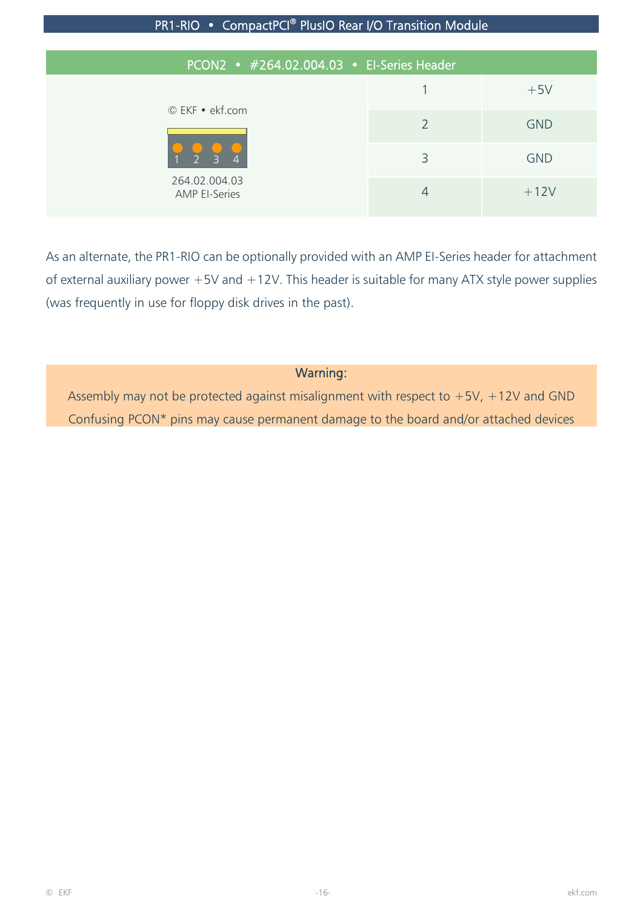## PCON2 • #264.02.004.03 • EI-Series Header

© EKF • ekf.com

1 2 3 4

264.02.004.03
AMP EI-Series

| Pin | Signal |
|---|---|
| 1 | +5V |
| 2 | GND |
| 3 | GND |
| 4 | +12V |

As an alternate, the PR1-RIO can be optionally provided with an AMP EI-Series header for attachment of external auxiliary power +5V and +12V. This header is suitable for many ATX style power supplies (was frequently in use for floppy disk drives in the past).

**Warning:**

Assembly may not be protected against misalignment with respect to +5V, +12V and GND
Confusing PCON* pins may cause permanent damage to the board and/or attached devices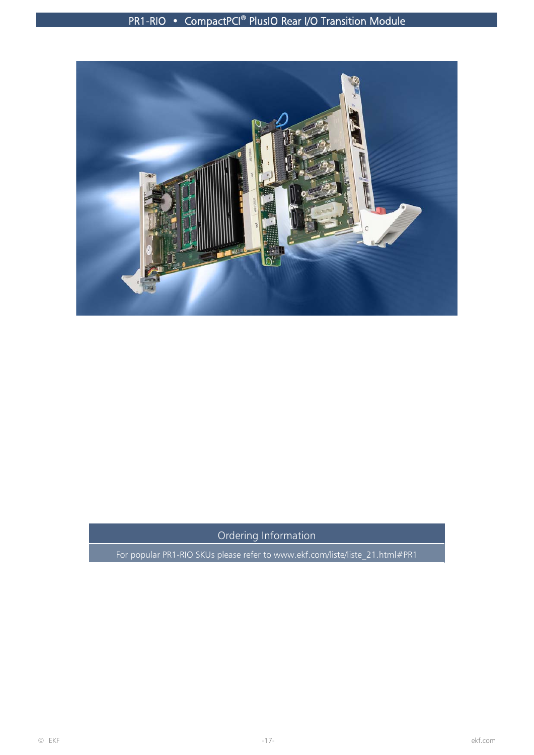| Ordering Information |
| --- |
| For popular PR1-RIO SKUs please refer to www.ekf.com/liste/liste_21.html#PR1 |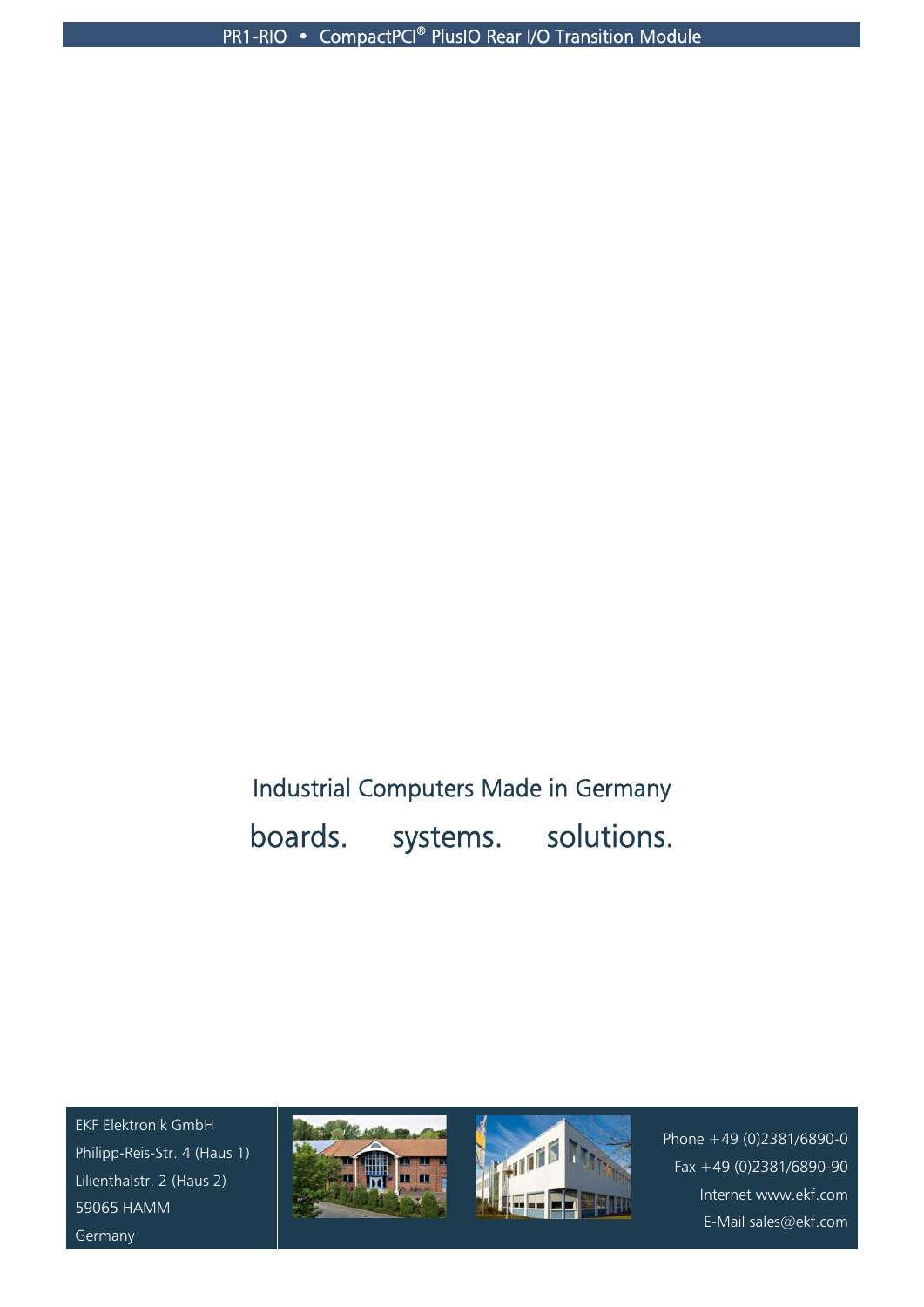Industrial Computers Made in Germany

boards. systems. solutions.

EKF Elektronik GmbH
Philipp-Reis-Str. 4 (Haus 1)
Lilienthalstr. 2 (Haus 2)
59065 HAMM
Germany

Phone +49 (0)2381/6890-0
Fax +49 (0)2381/6890-90
Internet www.ekf.com
E-Mail sales@ekf.com